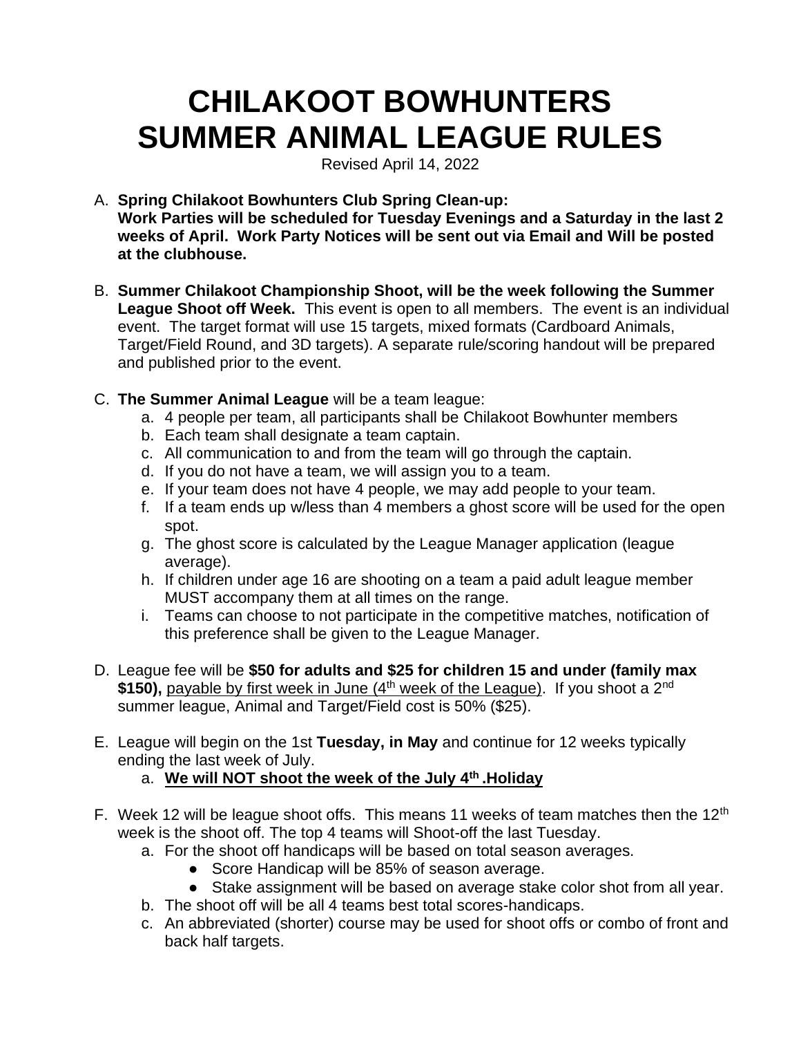# CHILAKOOT BOWHUNTERS SUMMER ANIMAL LEAGUE RULES

Revised April 14, 2022

A. **Spring Chilakoot Bowhunters Club Spring Clean-up: Work Parties will be scheduled for Tuesday Evenings and a Saturday in the last 2 weeks of April. Work Party Notices will be sent out via Email and Will be posted at the clubhouse.**

B. **Summer Chilakoot Championship Shoot, will be the week following the Summer League Shoot off Week.** This event is open to all members. The event is an individual event. The target format will use 15 targets, mixed formats (Cardboard Animals, Target/Field Round, and 3D targets). A separate rule/scoring handout will be prepared and published prior to the event.

C. **The Summer Animal League** will be a team league:
   a. 4 people per team, all participants shall be Chilakoot Bowhunter members
   b. Each team shall designate a team captain.
   c. All communication to and from the team will go through the captain.
   d. If you do not have a team, we will assign you to a team.
   e. If your team does not have 4 people, we may add people to your team.
   f. If a team ends up w/less than 4 members a ghost score will be used for the open spot.
   g. The ghost score is calculated by the League Manager application (league average).
   h. If children under age 16 are shooting on a team a paid adult league member MUST accompany them at all times on the range.
   i. Teams can choose to not participate in the competitive matches, notification of this preference shall be given to the League Manager.

D. League fee will be **$50 for adults and $25 for children 15 and under (family max $150),** <u>payable by first week in June (4th week of the League)</u>. If you shoot a 2nd summer league, Animal and Target/Field cost is 50% ($25).

E. League will begin on the 1st **Tuesday, in May** and continue for 12 weeks typically ending the last week of July.
   a. **<u>We will NOT shoot the week of the July 4th .Holiday</u>**

F. Week 12 will be league shoot offs. This means 11 weeks of team matches then the 12th week is the shoot off. The top 4 teams will Shoot-off the last Tuesday.
   a. For the shoot off handicaps will be based on total season averages.
      - Score Handicap will be 85% of season average.
      - Stake assignment will be based on average stake color shot from all year.
   b. The shoot off will be all 4 teams best total scores-handicaps.
   c. An abbreviated (shorter) course may be used for shoot offs or combo of front and back half targets.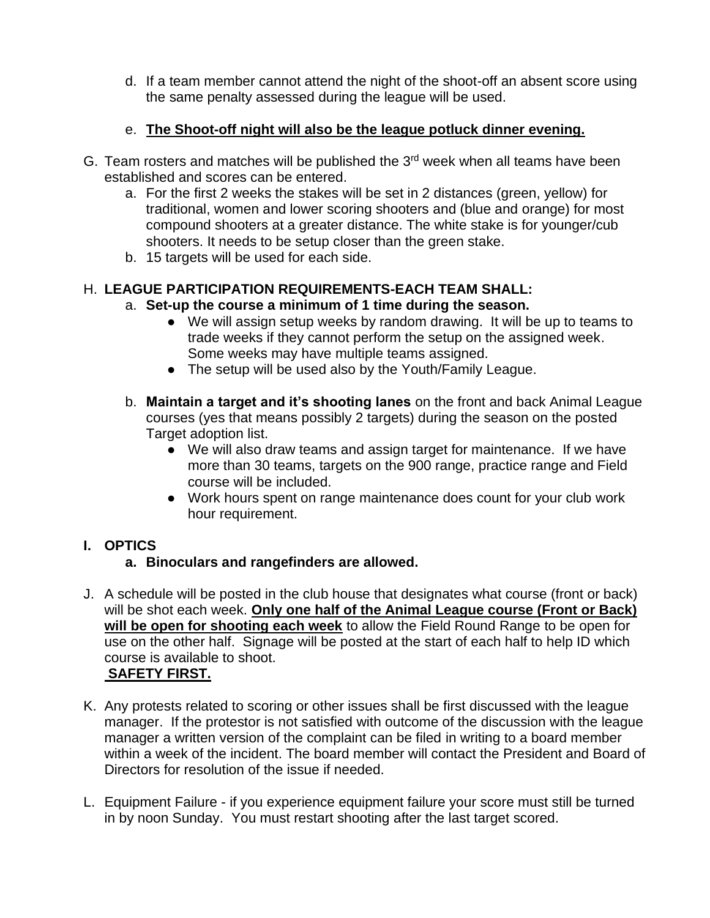d. If a team member cannot attend the night of the shoot-off an absent score using the same penalty assessed during the league will be used.

e. <u>**The Shoot-off night will also be the league potluck dinner evening.**</u>

G. Team rosters and matches will be published the 3rd week when all teams have been established and scores can be entered.

   a. For the first 2 weeks the stakes will be set in 2 distances (green, yellow) for traditional, women and lower scoring shooters and (blue and orange) for most compound shooters at a greater distance. The white stake is for younger/cub shooters. It needs to be setup closer than the green stake.
   b. 15 targets will be used for each side.

H. **LEAGUE PARTICIPATION REQUIREMENTS-EACH TEAM SHALL:**

   a. **Set-up the course a minimum of 1 time during the season.**
      - We will assign setup weeks by random drawing. It will be up to teams to trade weeks if they cannot perform the setup on the assigned week. Some weeks may have multiple teams assigned.
      - The setup will be used also by the Youth/Family League.

   b. **Maintain a target and it's shooting lanes** on the front and back Animal League courses (yes that means possibly 2 targets) during the season on the posted Target adoption list.
      - We will also draw teams and assign target for maintenance. If we have more than 30 teams, targets on the 900 range, practice range and Field course will be included.
      - Work hours spent on range maintenance does count for your club work hour requirement.

**I. OPTICS**

   **a. Binoculars and rangefinders are allowed.**

J. A schedule will be posted in the club house that designates what course (front or back) will be shot each week. <u>**Only one half of the Animal League course (Front or Back) will be open for shooting each week**</u> to allow the Field Round Range to be open for use on the other half. Signage will be posted at the start of each half to help ID which course is available to shoot.
   <u>**SAFETY FIRST.**</u>

K. Any protests related to scoring or other issues shall be first discussed with the league manager. If the protestor is not satisfied with outcome of the discussion with the league manager a written version of the complaint can be filed in writing to a board member within a week of the incident. The board member will contact the President and Board of Directors for resolution of the issue if needed.

L. Equipment Failure - if you experience equipment failure your score must still be turned in by noon Sunday. You must restart shooting after the last target scored.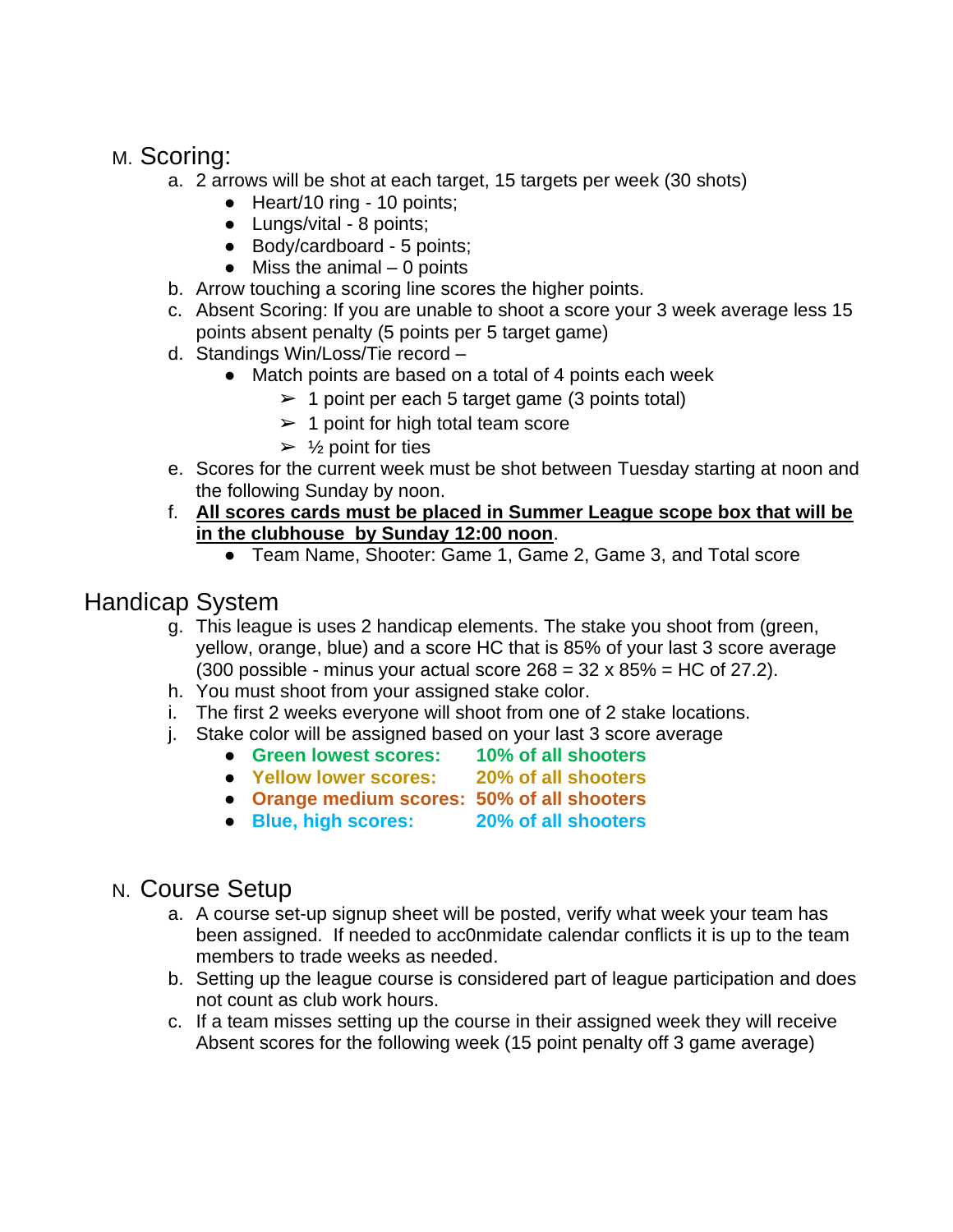## M. Scoring:

a. 2 arrows will be shot at each target, 15 targets per week (30 shots)
   - Heart/10 ring - 10 points;
   - Lungs/vital - 8 points;
   - Body/cardboard - 5 points;
   - Miss the animal – 0 points

b. Arrow touching a scoring line scores the higher points.

c. Absent Scoring: If you are unable to shoot a score your 3 week average less 15 points absent penalty (5 points per 5 target game)

d. Standings Win/Loss/Tie record –
   - Match points are based on a total of 4 points each week
     - 1 point per each 5 target game (3 points total)
     - 1 point for high total team score
     - ½ point for ties

e. Scores for the current week must be shot between Tuesday starting at noon and the following Sunday by noon.

f. **All scores cards must be placed in Summer League scope box that will be in the clubhouse by Sunday 12:00 noon**.
   - Team Name, Shooter: Game 1, Game 2, Game 3, and Total score

## Handicap System

g. This league is uses 2 handicap elements. The stake you shoot from (green, yellow, orange, blue) and a score HC that is 85% of your last 3 score average (300 possible - minus your actual score 268 = 32 x 85% = HC of 27.2).

h. You must shoot from your assigned stake color.

i. The first 2 weeks everyone will shoot from one of 2 stake locations.

j. Stake color will be assigned based on your last 3 score average
   - **Green lowest scores: 10% of all shooters**
   - **Yellow lower scores: 20% of all shooters**
   - **Orange medium scores: 50% of all shooters**
   - **Blue, high scores: 20% of all shooters**

## N. Course Setup

a. A course set-up signup sheet will be posted, verify what week your team has been assigned. If needed to acc0nmidate calendar conflicts it is up to the team members to trade weeks as needed.

b. Setting up the league course is considered part of league participation and does not count as club work hours.

c. If a team misses setting up the course in their assigned week they will receive Absent scores for the following week (15 point penalty off 3 game average)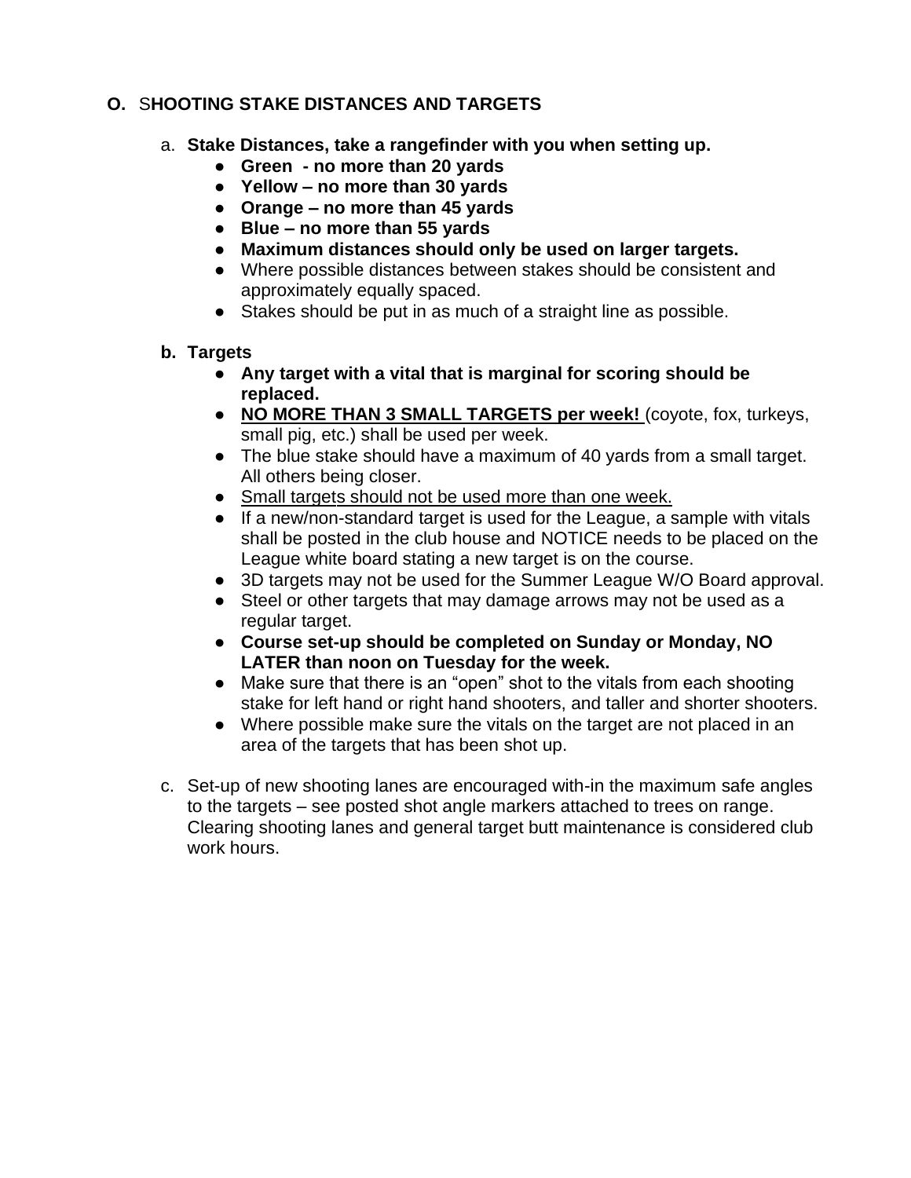## O. SHOOTING STAKE DISTANCES AND TARGETS

a. **Stake Distances, take a rangefinder with you when setting up.**
   - **Green - no more than 20 yards**
   - **Yellow – no more than 30 yards**
   - **Orange – no more than 45 yards**
   - **Blue – no more than 55 yards**
   - **Maximum distances should only be used on larger targets.**
   - Where possible distances between stakes should be consistent and approximately equally spaced.
   - Stakes should be put in as much of a straight line as possible.

**b. Targets**
   - **Any target with a vital that is marginal for scoring should be replaced.**
   - **<u>NO MORE THAN 3 SMALL TARGETS per week!</u>** (coyote, fox, turkeys, small pig, etc.) shall be used per week.
   - The blue stake should have a maximum of 40 yards from a small target. All others being closer.
   - <u>Small targets should not be used more than one week.</u>
   - If a new/non-standard target is used for the League, a sample with vitals shall be posted in the club house and NOTICE needs to be placed on the League white board stating a new target is on the course.
   - 3D targets may not be used for the Summer League W/O Board approval.
   - Steel or other targets that may damage arrows may not be used as a regular target.
   - **Course set-up should be completed on Sunday or Monday, NO LATER than noon on Tuesday for the week.**
   - Make sure that there is an "open" shot to the vitals from each shooting stake for left hand or right hand shooters, and taller and shorter shooters.
   - Where possible make sure the vitals on the target are not placed in an area of the targets that has been shot up.

c. Set-up of new shooting lanes are encouraged with-in the maximum safe angles to the targets – see posted shot angle markers attached to trees on range. Clearing shooting lanes and general target butt maintenance is considered club work hours.